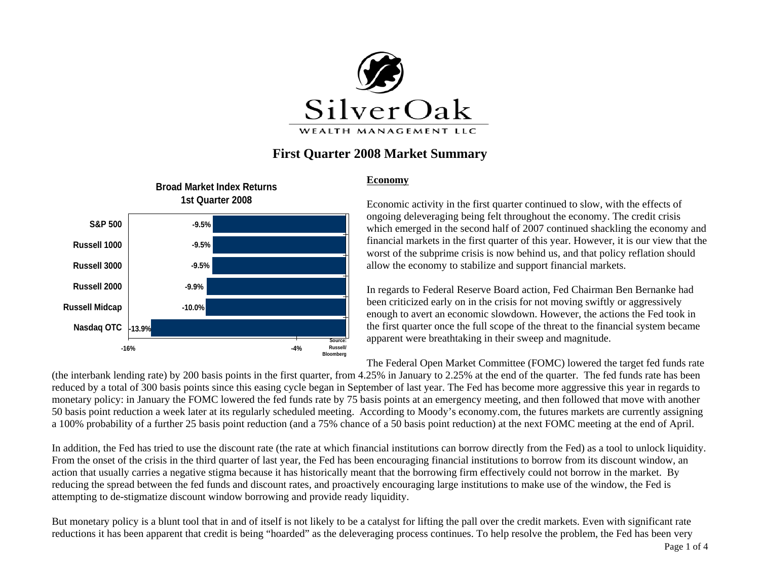Silver Oak
WEALTH MANAGEMENT LLC

# First Quarter 2008 Market Summary

**Broad Market Index Returns 1st Quarter 2008**

| Index | Return |
|---|---|
| S&P 500 | -9.5% |
| Russell 1000 | -9.5% |
| Russell 3000 | -9.5% |
| Russell 2000 | -9.9% |
| Russell Midcap | -10.0% |
| Nasdaq OTC | -13.9% |

Source: Russell/ Bloomberg

## Economy

Economic activity in the first quarter continued to slow, with the effects of ongoing deleveraging being felt throughout the economy. The credit crisis which emerged in the second half of 2007 continued shackling the economy and financial markets in the first quarter of this year. However, it is our view that the worst of the subprime crisis is now behind us, and that policy reflation should allow the economy to stabilize and support financial markets.

In regards to Federal Reserve Board action, Fed Chairman Ben Bernanke had been criticized early on in the crisis for not moving swiftly or aggressively enough to avert an economic slowdown. However, the actions the Fed took in the first quarter once the full scope of the threat to the financial system became apparent were breathtaking in their sweep and magnitude.

The Federal Open Market Committee (FOMC) lowered the target fed funds rate (the interbank lending rate) by 200 basis points in the first quarter, from 4.25% in January to 2.25% at the end of the quarter. The fed funds rate has been reduced by a total of 300 basis points since this easing cycle began in September of last year. The Fed has become more aggressive this year in regards to monetary policy: in January the FOMC lowered the fed funds rate by 75 basis points at an emergency meeting, and then followed that move with another 50 basis point reduction a week later at its regularly scheduled meeting. According to Moody's economy.com, the futures markets are currently assigning a 100% probability of a further 25 basis point reduction (and a 75% chance of a 50 basis point reduction) at the next FOMC meeting at the end of April.

In addition, the Fed has tried to use the discount rate (the rate at which financial institutions can borrow directly from the Fed) as a tool to unlock liquidity. From the onset of the crisis in the third quarter of last year, the Fed has been encouraging financial institutions to borrow from its discount window, an action that usually carries a negative stigma because it has historically meant that the borrowing firm effectively could not borrow in the market. By reducing the spread between the fed funds and discount rates, and proactively encouraging large institutions to make use of the window, the Fed is attempting to de-stigmatize discount window borrowing and provide ready liquidity.

But monetary policy is a blunt tool that in and of itself is not likely to be a catalyst for lifting the pall over the credit markets. Even with significant rate reductions it has been apparent that credit is being "hoarded" as the deleveraging process continues. To help resolve the problem, the Fed has been very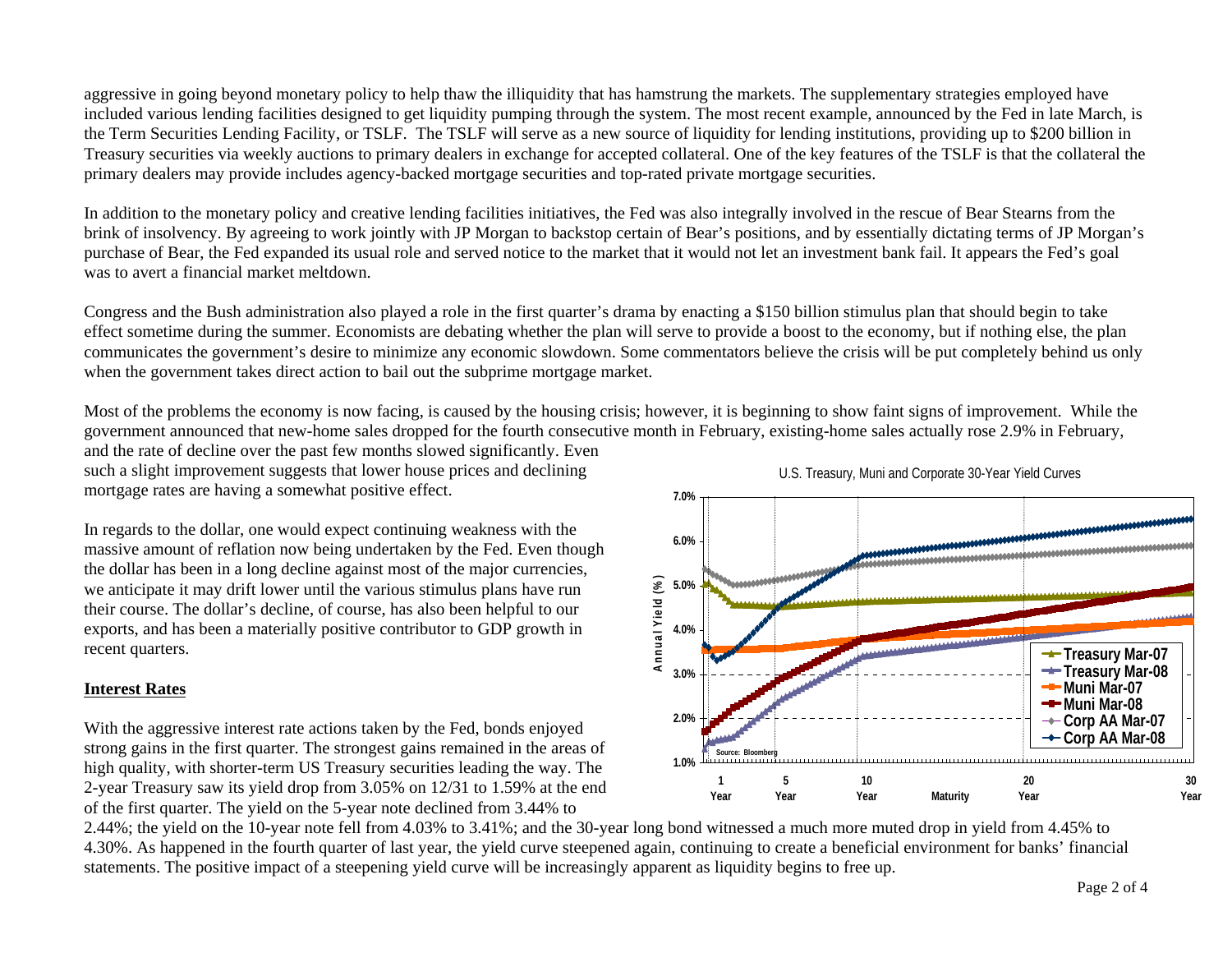aggressive in going beyond monetary policy to help thaw the illiquidity that has hamstrung the markets. The supplementary strategies employed have included various lending facilities designed to get liquidity pumping through the system. The most recent example, announced by the Fed in late March, is the Term Securities Lending Facility, or TSLF. The TSLF will serve as a new source of liquidity for lending institutions, providing up to $200 billion in Treasury securities via weekly auctions to primary dealers in exchange for accepted collateral. One of the key features of the TSLF is that the collateral the primary dealers may provide includes agency-backed mortgage securities and top-rated private mortgage securities.

In addition to the monetary policy and creative lending facilities initiatives, the Fed was also integrally involved in the rescue of Bear Stearns from the brink of insolvency. By agreeing to work jointly with JP Morgan to backstop certain of Bear's positions, and by essentially dictating terms of JP Morgan's purchase of Bear, the Fed expanded its usual role and served notice to the market that it would not let an investment bank fail. It appears the Fed's goal was to avert a financial market meltdown.

Congress and the Bush administration also played a role in the first quarter's drama by enacting a $150 billion stimulus plan that should begin to take effect sometime during the summer. Economists are debating whether the plan will serve to provide a boost to the economy, but if nothing else, the plan communicates the government's desire to minimize any economic slowdown. Some commentators believe the crisis will be put completely behind us only when the government takes direct action to bail out the subprime mortgage market.

Most of the problems the economy is now facing, is caused by the housing crisis; however, it is beginning to show faint signs of improvement. While the government announced that new-home sales dropped for the fourth consecutive month in February, existing-home sales actually rose 2.9% in February, and the rate of decline over the past few months slowed significantly. Even such a slight improvement suggests that lower house prices and declining mortgage rates are having a somewhat positive effect.

In regards to the dollar, one would expect continuing weakness with the massive amount of reflation now being undertaken by the Fed. Even though the dollar has been in a long decline against most of the major currencies, we anticipate it may drift lower until the various stimulus plans have run their course. The dollar's decline, of course, has also been helpful to our exports, and has been a materially positive contributor to GDP growth in recent quarters.

U.S. Treasury, Muni and Corporate 30-Year Yield Curves

## Interest Rates

With the aggressive interest rate actions taken by the Fed, bonds enjoyed strong gains in the first quarter. The strongest gains remained in the areas of high quality, with shorter-term US Treasury securities leading the way. The 2-year Treasury saw its yield drop from 3.05% on 12/31 to 1.59% at the end of the first quarter. The yield on the 5-year note declined from 3.44% to 2.44%; the yield on the 10-year note fell from 4.03% to 3.41%; and the 30-year long bond witnessed a much more muted drop in yield from 4.45% to 4.30%. As happened in the fourth quarter of last year, the yield curve steepened again, continuing to create a beneficial environment for banks' financial statements. The positive impact of a steepening yield curve will be increasingly apparent as liquidity begins to free up.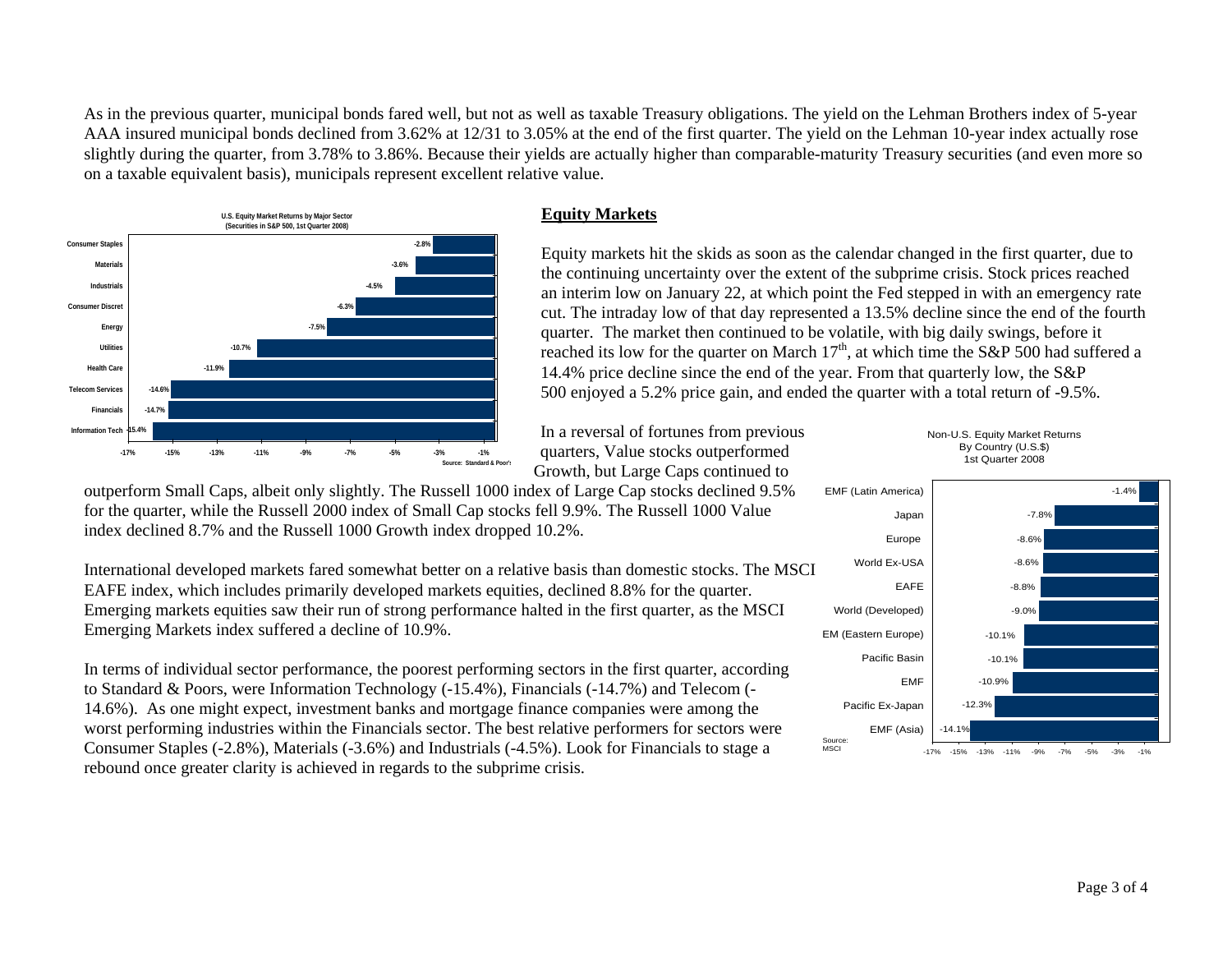As in the previous quarter, municipal bonds fared well, but not as well as taxable Treasury obligations. The yield on the Lehman Brothers index of 5-year AAA insured municipal bonds declined from 3.62% at 12/31 to 3.05% at the end of the first quarter. The yield on the Lehman 10-year index actually rose slightly during the quarter, from 3.78% to 3.86%. Because their yields are actually higher than comparable-maturity Treasury securities (and even more so on a taxable equivalent basis), municipals represent excellent relative value.

**U.S. Equity Market Returns by Major Sector (Securities in S&P 500, 1st Quarter 2008)**

| Sector | Return |
|---|---|
| Consumer Staples | -2.8% |
| Materials | -3.6% |
| Industrials | -4.5% |
| Consumer Discret | -6.3% |
| Energy | -7.5% |
| Utilities | -10.7% |
| Health Care | -11.9% |
| Telecom Services | -14.6% |
| Financials | -14.7% |
| Information Tech | -15.4% |

Source: Standard & Poor's

## Equity Markets

Equity markets hit the skids as soon as the calendar changed in the first quarter, due to the continuing uncertainty over the extent of the subprime crisis. Stock prices reached an interim low on January 22, at which point the Fed stepped in with an emergency rate cut. The intraday low of that day represented a 13.5% decline since the end of the fourth quarter. The market then continued to be volatile, with big daily swings, before it reached its low for the quarter on March 17th, at which time the S&P 500 had suffered a 14.4% price decline since the end of the year. From that quarterly low, the S&P 500 enjoyed a 5.2% price gain, and ended the quarter with a total return of -9.5%.

In a reversal of fortunes from previous quarters, Value stocks outperformed Growth, but Large Caps continued to outperform Small Caps, albeit only slightly. The Russell 1000 index of Large Cap stocks declined 9.5% for the quarter, while the Russell 2000 index of Small Cap stocks fell 9.9%. The Russell 1000 Value index declined 8.7% and the Russell 1000 Growth index dropped 10.2%.

International developed markets fared somewhat better on a relative basis than domestic stocks. The MSCI EAFE index, which includes primarily developed markets equities, declined 8.8% for the quarter. Emerging markets equities saw their run of strong performance halted in the first quarter, as the MSCI Emerging Markets index suffered a decline of 10.9%.

**Non-U.S. Equity Market Returns By Country (U.S.$) 1st Quarter 2008**

| Market | Return |
|---|---|
| EMF (Latin America) | -1.4% |
| Japan | -7.8% |
| Europe | -8.6% |
| World Ex-USA | -8.6% |
| EAFE | -8.8% |
| World (Developed) | -9.0% |
| EM (Eastern Europe) | -10.1% |
| Pacific Basin | -10.1% |
| EMF | -10.9% |
| Pacific Ex-Japan | -12.3% |
| EMF (Asia) | -14.1% |

Source: MSCI

In terms of individual sector performance, the poorest performing sectors in the first quarter, according to Standard & Poors, were Information Technology (-15.4%), Financials (-14.7%) and Telecom (-14.6%). As one might expect, investment banks and mortgage finance companies were among the worst performing industries within the Financials sector. The best relative performers for sectors were Consumer Staples (-2.8%), Materials (-3.6%) and Industrials (-4.5%). Look for Financials to stage a rebound once greater clarity is achieved in regards to the subprime crisis.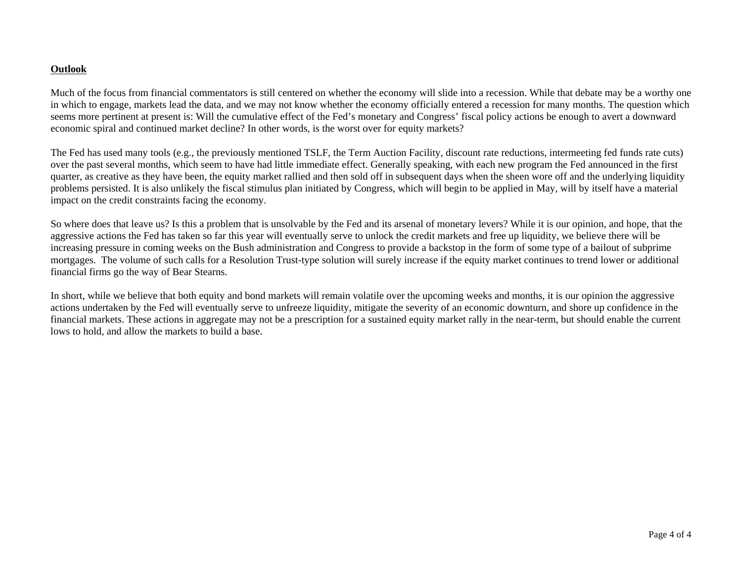**Outlook**

Much of the focus from financial commentators is still centered on whether the economy will slide into a recession. While that debate may be a worthy one in which to engage, markets lead the data, and we may not know whether the economy officially entered a recession for many months. The question which seems more pertinent at present is: Will the cumulative effect of the Fed's monetary and Congress' fiscal policy actions be enough to avert a downward economic spiral and continued market decline? In other words, is the worst over for equity markets?

The Fed has used many tools (e.g., the previously mentioned TSLF, the Term Auction Facility, discount rate reductions, intermeeting fed funds rate cuts) over the past several months, which seem to have had little immediate effect. Generally speaking, with each new program the Fed announced in the first quarter, as creative as they have been, the equity market rallied and then sold off in subsequent days when the sheen wore off and the underlying liquidity problems persisted. It is also unlikely the fiscal stimulus plan initiated by Congress, which will begin to be applied in May, will by itself have a material impact on the credit constraints facing the economy.

So where does that leave us? Is this a problem that is unsolvable by the Fed and its arsenal of monetary levers? While it is our opinion, and hope, that the aggressive actions the Fed has taken so far this year will eventually serve to unlock the credit markets and free up liquidity, we believe there will be increasing pressure in coming weeks on the Bush administration and Congress to provide a backstop in the form of some type of a bailout of subprime mortgages. The volume of such calls for a Resolution Trust-type solution will surely increase if the equity market continues to trend lower or additional financial firms go the way of Bear Stearns.

In short, while we believe that both equity and bond markets will remain volatile over the upcoming weeks and months, it is our opinion the aggressive actions undertaken by the Fed will eventually serve to unfreeze liquidity, mitigate the severity of an economic downturn, and shore up confidence in the financial markets. These actions in aggregate may not be a prescription for a sustained equity market rally in the near-term, but should enable the current lows to hold, and allow the markets to build a base.